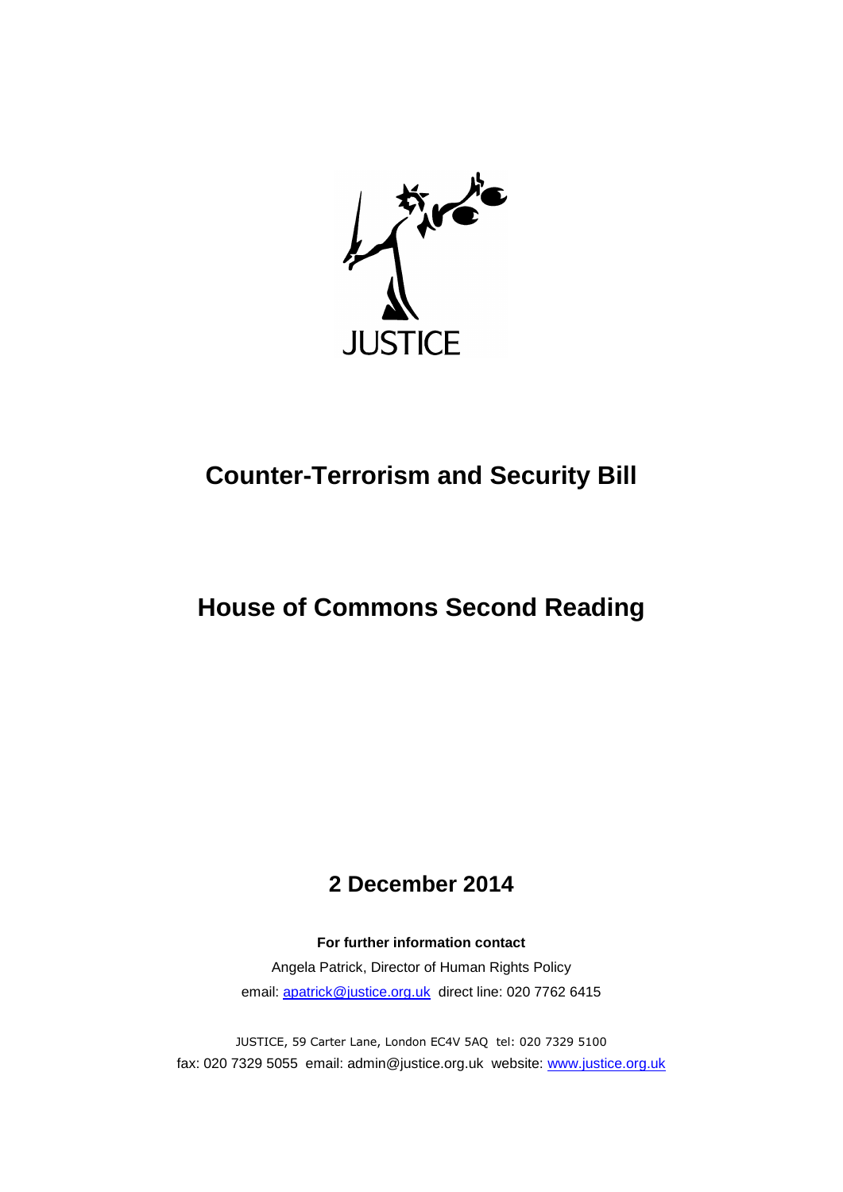JUSTICE

# Counter-Terrorism and Security Bill

# House of Commons Second Reading

## 2 December 2014

**For further information contact**

Angela Patrick, Director of Human Rights Policy

email: apatrick@justice.org.uk direct line: 020 7762 6415

JUSTICE, 59 Carter Lane, London EC4V 5AQ tel: 020 7329 5100
fax: 020 7329 5055 email: admin@justice.org.uk website: www.justice.org.uk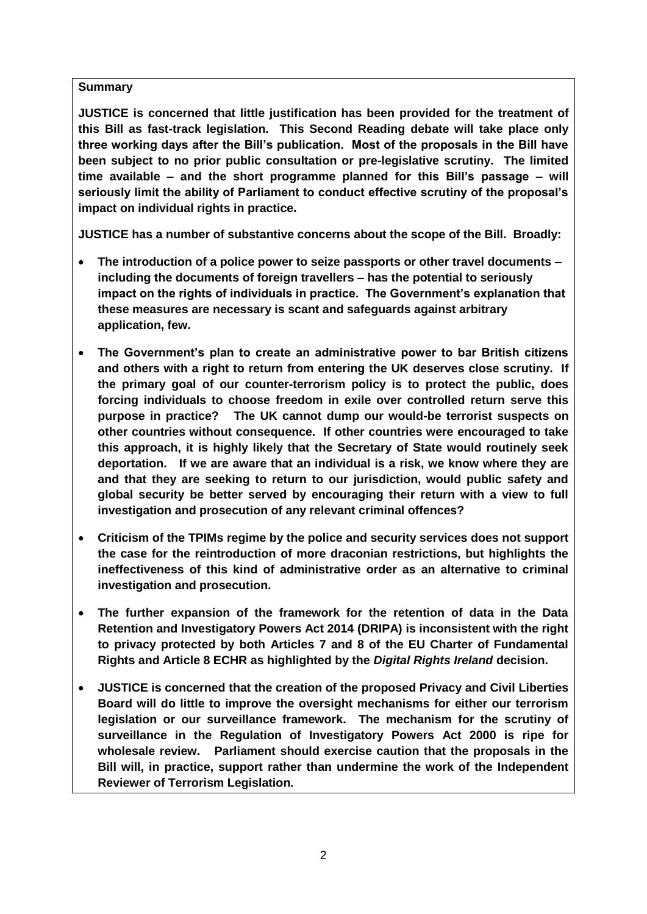**Summary**

**JUSTICE is concerned that little justification has been provided for the treatment of this Bill as fast-track legislation. This Second Reading debate will take place only three working days after the Bill's publication. Most of the proposals in the Bill have been subject to no prior public consultation or pre-legislative scrutiny. The limited time available – and the short programme planned for this Bill's passage – will seriously limit the ability of Parliament to conduct effective scrutiny of the proposal's impact on individual rights in practice.**

**JUSTICE has a number of substantive concerns about the scope of the Bill. Broadly:**

- **The introduction of a police power to seize passports or other travel documents – including the documents of foreign travellers – has the potential to seriously impact on the rights of individuals in practice. The Government's explanation that these measures are necessary is scant and safeguards against arbitrary application, few.**
- **The Government's plan to create an administrative power to bar British citizens and others with a right to return from entering the UK deserves close scrutiny. If the primary goal of our counter-terrorism policy is to protect the public, does forcing individuals to choose freedom in exile over controlled return serve this purpose in practice? The UK cannot dump our would-be terrorist suspects on other countries without consequence. If other countries were encouraged to take this approach, it is highly likely that the Secretary of State would routinely seek deportation. If we are aware that an individual is a risk, we know where they are and that they are seeking to return to our jurisdiction, would public safety and global security be better served by encouraging their return with a view to full investigation and prosecution of any relevant criminal offences?**
- **Criticism of the TPIMs regime by the police and security services does not support the case for the reintroduction of more draconian restrictions, but highlights the ineffectiveness of this kind of administrative order as an alternative to criminal investigation and prosecution.**
- **The further expansion of the framework for the retention of data in the Data Retention and Investigatory Powers Act 2014 (DRIPA) is inconsistent with the right to privacy protected by both Articles 7 and 8 of the EU Charter of Fundamental Rights and Article 8 ECHR as highlighted by the *Digital Rights Ireland* decision.**
- **JUSTICE is concerned that the creation of the proposed Privacy and Civil Liberties Board will do little to improve the oversight mechanisms for either our terrorism legislation or our surveillance framework. The mechanism for the scrutiny of surveillance in the Regulation of Investigatory Powers Act 2000 is ripe for wholesale review. Parliament should exercise caution that the proposals in the Bill will, in practice, support rather than undermine the work of the Independent Reviewer of Terrorism Legislation.**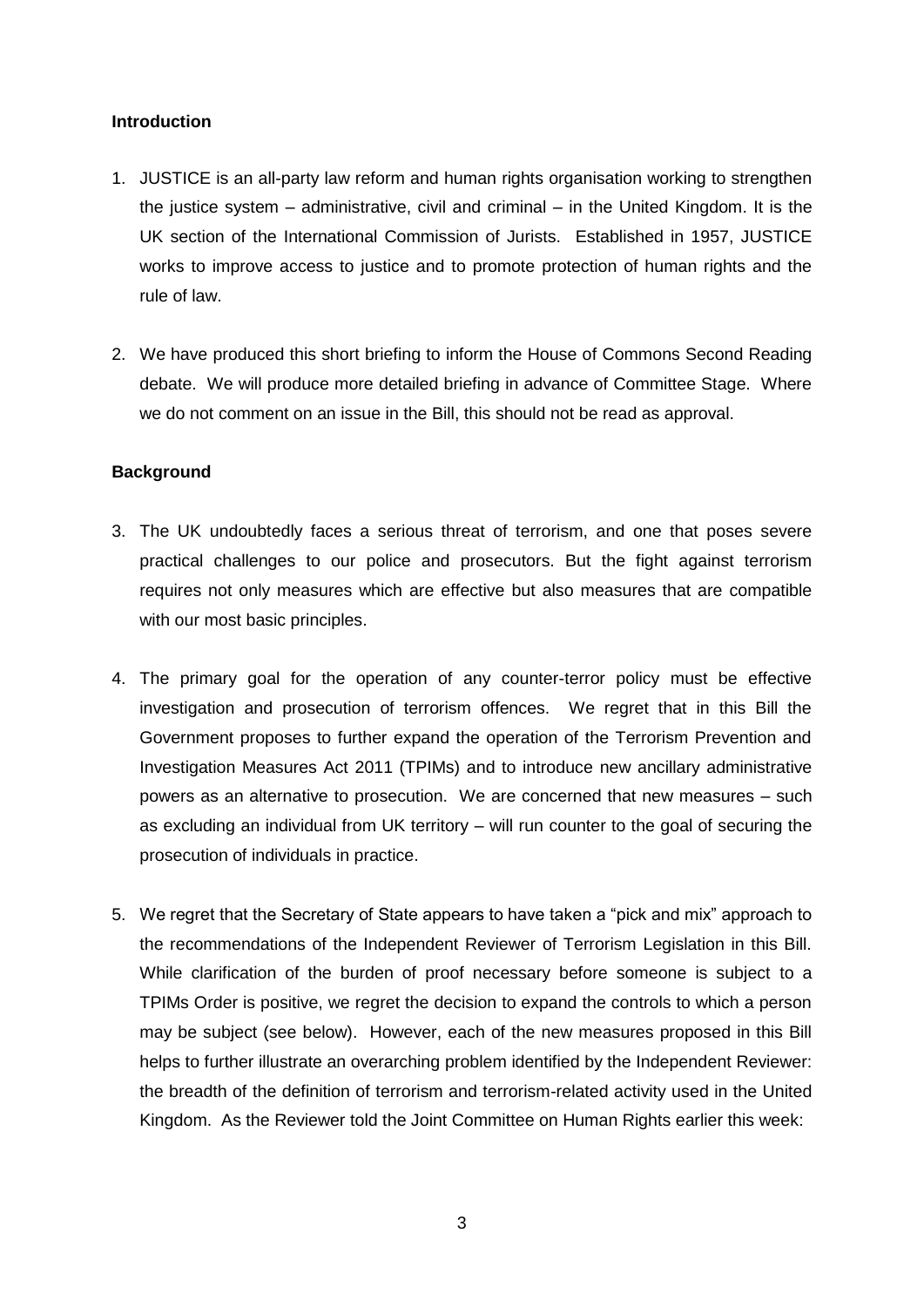**Introduction**

1. JUSTICE is an all-party law reform and human rights organisation working to strengthen the justice system – administrative, civil and criminal – in the United Kingdom. It is the UK section of the International Commission of Jurists. Established in 1957, JUSTICE works to improve access to justice and to promote protection of human rights and the rule of law.

2. We have produced this short briefing to inform the House of Commons Second Reading debate. We will produce more detailed briefing in advance of Committee Stage. Where we do not comment on an issue in the Bill, this should not be read as approval.

**Background**

3. The UK undoubtedly faces a serious threat of terrorism, and one that poses severe practical challenges to our police and prosecutors. But the fight against terrorism requires not only measures which are effective but also measures that are compatible with our most basic principles.

4. The primary goal for the operation of any counter-terror policy must be effective investigation and prosecution of terrorism offences. We regret that in this Bill the Government proposes to further expand the operation of the Terrorism Prevention and Investigation Measures Act 2011 (TPIMs) and to introduce new ancillary administrative powers as an alternative to prosecution. We are concerned that new measures – such as excluding an individual from UK territory – will run counter to the goal of securing the prosecution of individuals in practice.

5. We regret that the Secretary of State appears to have taken a "pick and mix" approach to the recommendations of the Independent Reviewer of Terrorism Legislation in this Bill. While clarification of the burden of proof necessary before someone is subject to a TPIMs Order is positive, we regret the decision to expand the controls to which a person may be subject (see below). However, each of the new measures proposed in this Bill helps to further illustrate an overarching problem identified by the Independent Reviewer: the breadth of the definition of terrorism and terrorism-related activity used in the United Kingdom. As the Reviewer told the Joint Committee on Human Rights earlier this week: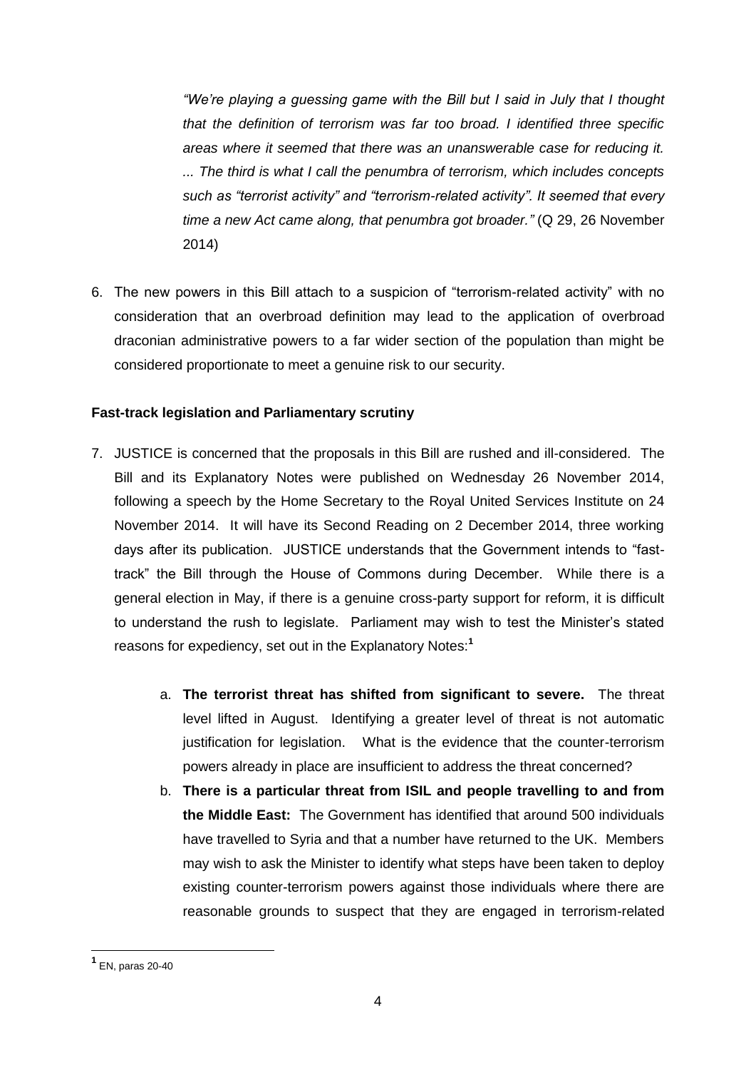*"We're playing a guessing game with the Bill but I said in July that I thought that the definition of terrorism was far too broad. I identified three specific areas where it seemed that there was an unanswerable case for reducing it. ... The third is what I call the penumbra of terrorism, which includes concepts such as "terrorist activity" and "terrorism-related activity". It seemed that every time a new Act came along, that penumbra got broader."* (Q 29, 26 November 2014)

6. The new powers in this Bill attach to a suspicion of "terrorism-related activity" with no consideration that an overbroad definition may lead to the application of overbroad draconian administrative powers to a far wider section of the population than might be considered proportionate to meet a genuine risk to our security.

**Fast-track legislation and Parliamentary scrutiny**

7. JUSTICE is concerned that the proposals in this Bill are rushed and ill-considered. The Bill and its Explanatory Notes were published on Wednesday 26 November 2014, following a speech by the Home Secretary to the Royal United Services Institute on 24 November 2014. It will have its Second Reading on 2 December 2014, three working days after its publication. JUSTICE understands that the Government intends to "fast-track" the Bill through the House of Commons during December. While there is a general election in May, if there is a genuine cross-party support for reform, it is difficult to understand the rush to legislate. Parliament may wish to test the Minister's stated reasons for expediency, set out in the Explanatory Notes:[1]

   a. **The terrorist threat has shifted from significant to severe.** The threat level lifted in August. Identifying a greater level of threat is not automatic justification for legislation. What is the evidence that the counter-terrorism powers already in place are insufficient to address the threat concerned?

   b. **There is a particular threat from ISIL and people travelling to and from the Middle East:** The Government has identified that around 500 individuals have travelled to Syria and that a number have returned to the UK. Members may wish to ask the Minister to identify what steps have been taken to deploy existing counter-terrorism powers against those individuals where there are reasonable grounds to suspect that they are engaged in terrorism-related

---

[1] EN, paras 20-40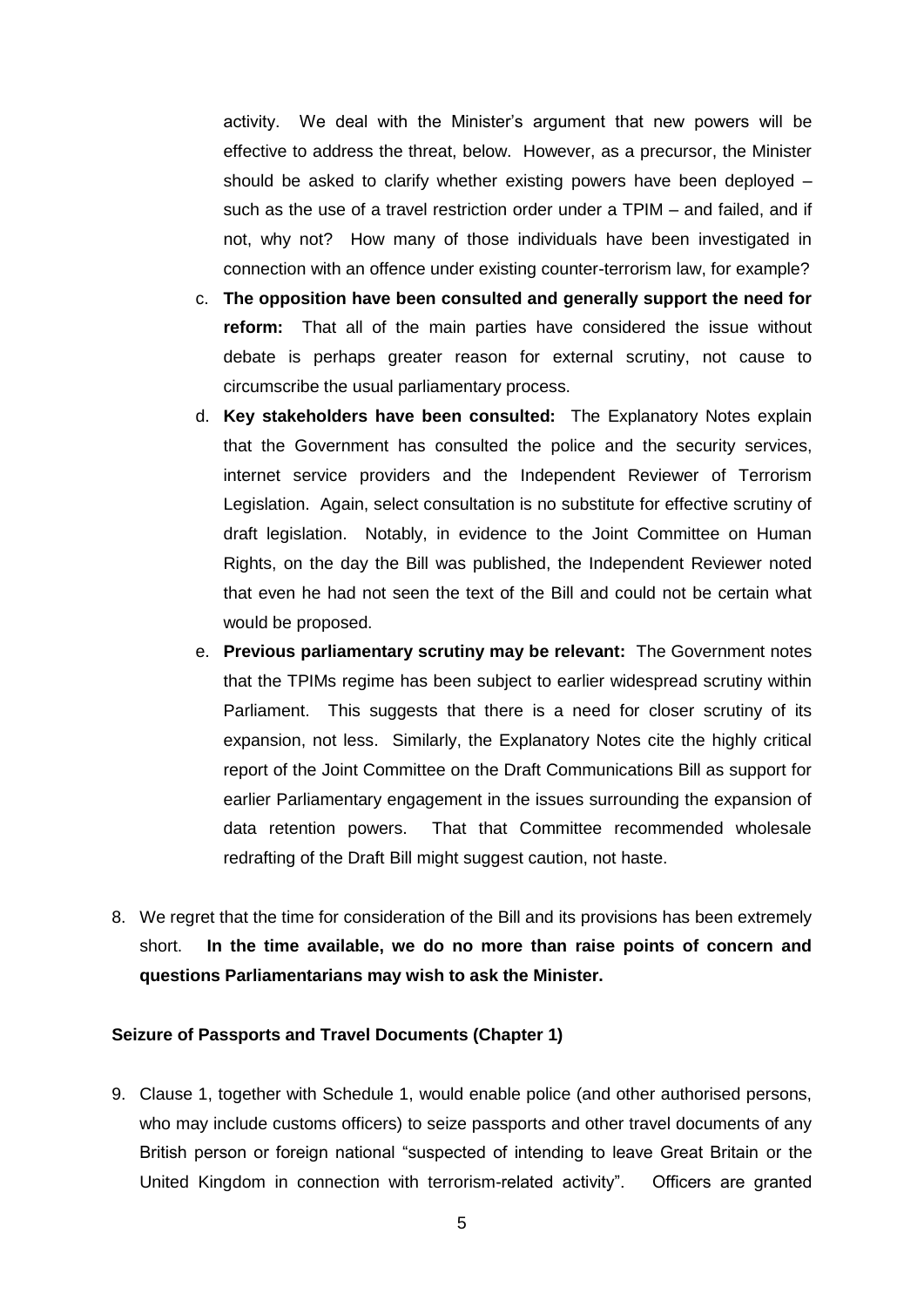activity. We deal with the Minister's argument that new powers will be effective to address the threat, below. However, as a precursor, the Minister should be asked to clarify whether existing powers have been deployed – such as the use of a travel restriction order under a TPIM – and failed, and if not, why not? How many of those individuals have been investigated in connection with an offence under existing counter-terrorism law, for example?

c. **The opposition have been consulted and generally support the need for reform:** That all of the main parties have considered the issue without debate is perhaps greater reason for external scrutiny, not cause to circumscribe the usual parliamentary process.

d. **Key stakeholders have been consulted:** The Explanatory Notes explain that the Government has consulted the police and the security services, internet service providers and the Independent Reviewer of Terrorism Legislation. Again, select consultation is no substitute for effective scrutiny of draft legislation. Notably, in evidence to the Joint Committee on Human Rights, on the day the Bill was published, the Independent Reviewer noted that even he had not seen the text of the Bill and could not be certain what would be proposed.

e. **Previous parliamentary scrutiny may be relevant:** The Government notes that the TPIMs regime has been subject to earlier widespread scrutiny within Parliament. This suggests that there is a need for closer scrutiny of its expansion, not less. Similarly, the Explanatory Notes cite the highly critical report of the Joint Committee on the Draft Communications Bill as support for earlier Parliamentary engagement in the issues surrounding the expansion of data retention powers. That that Committee recommended wholesale redrafting of the Draft Bill might suggest caution, not haste.

8. We regret that the time for consideration of the Bill and its provisions has been extremely short. **In the time available, we do no more than raise points of concern and questions Parliamentarians may wish to ask the Minister.**

**Seizure of Passports and Travel Documents (Chapter 1)**

9. Clause 1, together with Schedule 1, would enable police (and other authorised persons, who may include customs officers) to seize passports and other travel documents of any British person or foreign national "suspected of intending to leave Great Britain or the United Kingdom in connection with terrorism-related activity". Officers are granted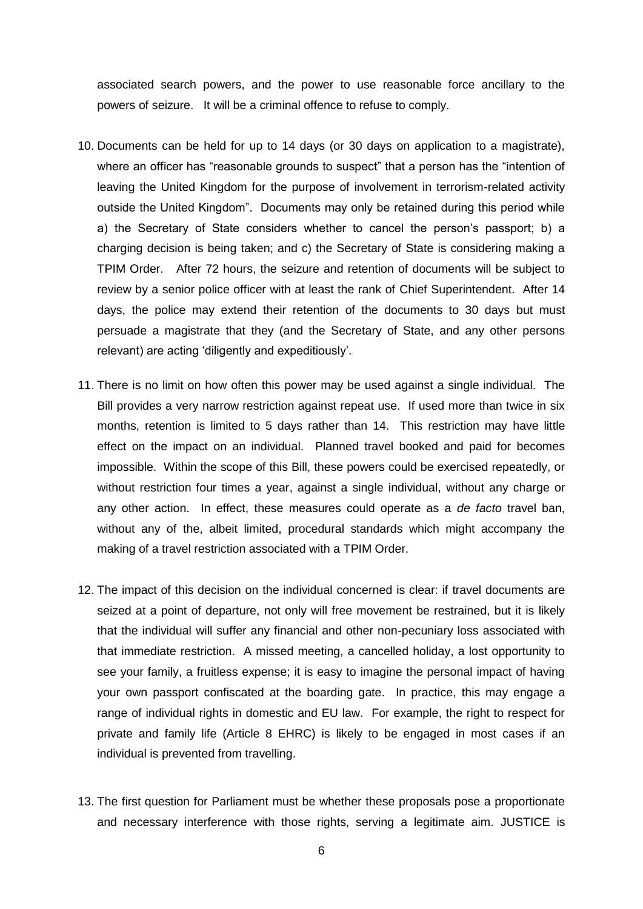associated search powers, and the power to use reasonable force ancillary to the powers of seizure. It will be a criminal offence to refuse to comply.

10. Documents can be held for up to 14 days (or 30 days on application to a magistrate), where an officer has "reasonable grounds to suspect" that a person has the "intention of leaving the United Kingdom for the purpose of involvement in terrorism-related activity outside the United Kingdom". Documents may only be retained during this period while a) the Secretary of State considers whether to cancel the person's passport; b) a charging decision is being taken; and c) the Secretary of State is considering making a TPIM Order. After 72 hours, the seizure and retention of documents will be subject to review by a senior police officer with at least the rank of Chief Superintendent. After 14 days, the police may extend their retention of the documents to 30 days but must persuade a magistrate that they (and the Secretary of State, and any other persons relevant) are acting 'diligently and expeditiously'.

11. There is no limit on how often this power may be used against a single individual. The Bill provides a very narrow restriction against repeat use. If used more than twice in six months, retention is limited to 5 days rather than 14. This restriction may have little effect on the impact on an individual. Planned travel booked and paid for becomes impossible. Within the scope of this Bill, these powers could be exercised repeatedly, or without restriction four times a year, against a single individual, without any charge or any other action. In effect, these measures could operate as a *de facto* travel ban, without any of the, albeit limited, procedural standards which might accompany the making of a travel restriction associated with a TPIM Order.

12. The impact of this decision on the individual concerned is clear: if travel documents are seized at a point of departure, not only will free movement be restrained, but it is likely that the individual will suffer any financial and other non-pecuniary loss associated with that immediate restriction. A missed meeting, a cancelled holiday, a lost opportunity to see your family, a fruitless expense; it is easy to imagine the personal impact of having your own passport confiscated at the boarding gate. In practice, this may engage a range of individual rights in domestic and EU law. For example, the right to respect for private and family life (Article 8 EHRC) is likely to be engaged in most cases if an individual is prevented from travelling.

13. The first question for Parliament must be whether these proposals pose a proportionate and necessary interference with those rights, serving a legitimate aim. JUSTICE is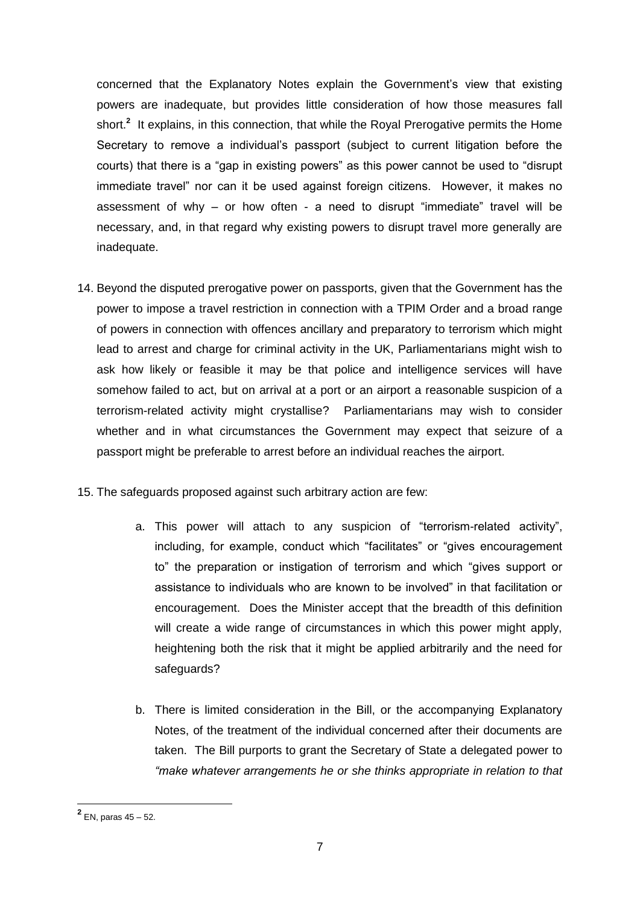concerned that the Explanatory Notes explain the Government's view that existing powers are inadequate, but provides little consideration of how those measures fall short.[2] It explains, in this connection, that while the Royal Prerogative permits the Home Secretary to remove a individual's passport (subject to current litigation before the courts) that there is a "gap in existing powers" as this power cannot be used to "disrupt immediate travel" nor can it be used against foreign citizens. However, it makes no assessment of why – or how often - a need to disrupt "immediate" travel will be necessary, and, in that regard why existing powers to disrupt travel more generally are inadequate.

14. Beyond the disputed prerogative power on passports, given that the Government has the power to impose a travel restriction in connection with a TPIM Order and a broad range of powers in connection with offences ancillary and preparatory to terrorism which might lead to arrest and charge for criminal activity in the UK, Parliamentarians might wish to ask how likely or feasible it may be that police and intelligence services will have somehow failed to act, but on arrival at a port or an airport a reasonable suspicion of a terrorism-related activity might crystallise? Parliamentarians may wish to consider whether and in what circumstances the Government may expect that seizure of a passport might be preferable to arrest before an individual reaches the airport.

15. The safeguards proposed against such arbitrary action are few:

    a. This power will attach to any suspicion of "terrorism-related activity", including, for example, conduct which "facilitates" or "gives encouragement to" the preparation or instigation of terrorism and which "gives support or assistance to individuals who are known to be involved" in that facilitation or encouragement. Does the Minister accept that the breadth of this definition will create a wide range of circumstances in which this power might apply, heightening both the risk that it might be applied arbitrarily and the need for safeguards?

    b. There is limited consideration in the Bill, or the accompanying Explanatory Notes, of the treatment of the individual concerned after their documents are taken. The Bill purports to grant the Secretary of State a delegated power to *"make whatever arrangements he or she thinks appropriate in relation to that*

---

[2] EN, paras 45 – 52.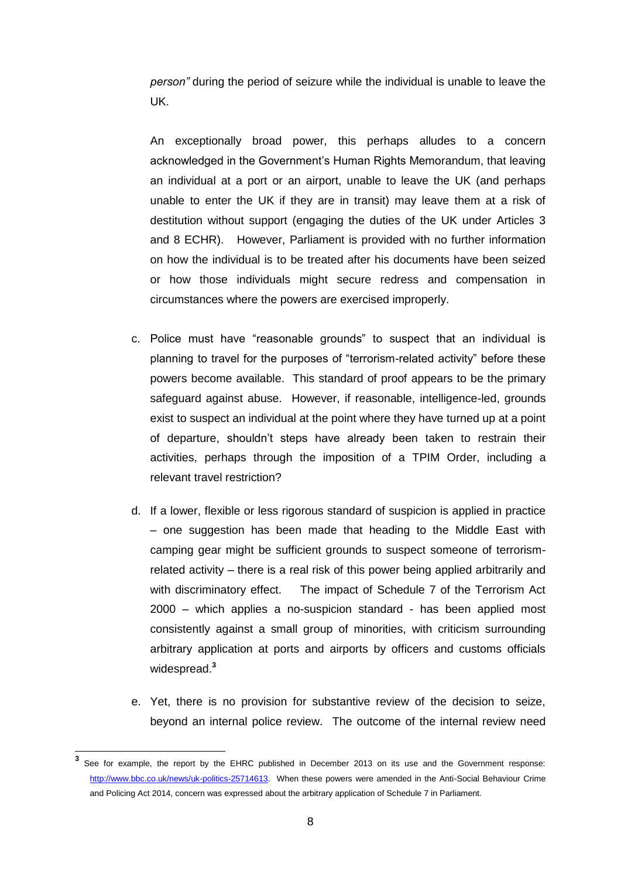*person"* during the period of seizure while the individual is unable to leave the UK.

An exceptionally broad power, this perhaps alludes to a concern acknowledged in the Government's Human Rights Memorandum, that leaving an individual at a port or an airport, unable to leave the UK (and perhaps unable to enter the UK if they are in transit) may leave them at a risk of destitution without support (engaging the duties of the UK under Articles 3 and 8 ECHR). However, Parliament is provided with no further information on how the individual is to be treated after his documents have been seized or how those individuals might secure redress and compensation in circumstances where the powers are exercised improperly.

c. Police must have "reasonable grounds" to suspect that an individual is planning to travel for the purposes of "terrorism-related activity" before these powers become available. This standard of proof appears to be the primary safeguard against abuse. However, if reasonable, intelligence-led, grounds exist to suspect an individual at the point where they have turned up at a point of departure, shouldn't steps have already been taken to restrain their activities, perhaps through the imposition of a TPIM Order, including a relevant travel restriction?

d. If a lower, flexible or less rigorous standard of suspicion is applied in practice – one suggestion has been made that heading to the Middle East with camping gear might be sufficient grounds to suspect someone of terrorism-related activity – there is a real risk of this power being applied arbitrarily and with discriminatory effect. The impact of Schedule 7 of the Terrorism Act 2000 – which applies a no-suspicion standard - has been applied most consistently against a small group of minorities, with criticism surrounding arbitrary application at ports and airports by officers and customs officials widespread.[3]

e. Yet, there is no provision for substantive review of the decision to seize, beyond an internal police review. The outcome of the internal review need

---

[3] See for example, the report by the EHRC published in December 2013 on its use and the Government response: http://www.bbc.co.uk/news/uk-politics-25714613. When these powers were amended in the Anti-Social Behaviour Crime and Policing Act 2014, concern was expressed about the arbitrary application of Schedule 7 in Parliament.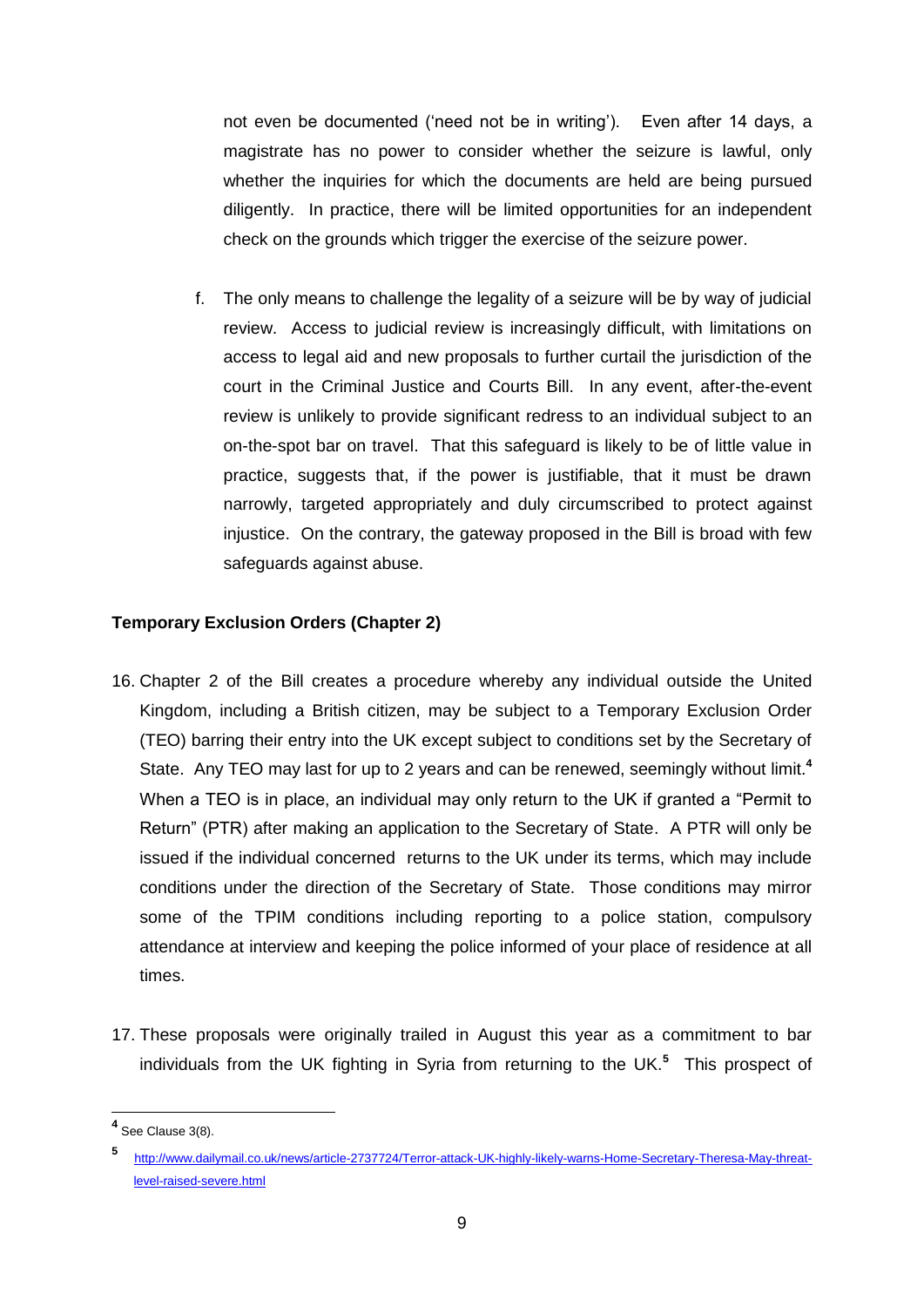not even be documented ('need not be in writing'). Even after 14 days, a magistrate has no power to consider whether the seizure is lawful, only whether the inquiries for which the documents are held are being pursued diligently. In practice, there will be limited opportunities for an independent check on the grounds which trigger the exercise of the seizure power.

f. The only means to challenge the legality of a seizure will be by way of judicial review. Access to judicial review is increasingly difficult, with limitations on access to legal aid and new proposals to further curtail the jurisdiction of the court in the Criminal Justice and Courts Bill. In any event, after-the-event review is unlikely to provide significant redress to an individual subject to an on-the-spot bar on travel. That this safeguard is likely to be of little value in practice, suggests that, if the power is justifiable, that it must be drawn narrowly, targeted appropriately and duly circumscribed to protect against injustice. On the contrary, the gateway proposed in the Bill is broad with few safeguards against abuse.

**Temporary Exclusion Orders (Chapter 2)**

16. Chapter 2 of the Bill creates a procedure whereby any individual outside the United Kingdom, including a British citizen, may be subject to a Temporary Exclusion Order (TEO) barring their entry into the UK except subject to conditions set by the Secretary of State. Any TEO may last for up to 2 years and can be renewed, seemingly without limit.[4] When a TEO is in place, an individual may only return to the UK if granted a "Permit to Return" (PTR) after making an application to the Secretary of State. A PTR will only be issued if the individual concerned returns to the UK under its terms, which may include conditions under the direction of the Secretary of State. Those conditions may mirror some of the TPIM conditions including reporting to a police station, compulsory attendance at interview and keeping the police informed of your place of residence at all times.

17. These proposals were originally trailed in August this year as a commitment to bar individuals from the UK fighting in Syria from returning to the UK.[5] This prospect of

[4] See Clause 3(8).

[5] http://www.dailymail.co.uk/news/article-2737724/Terror-attack-UK-highly-likely-warns-Home-Secretary-Theresa-May-threat-level-raised-severe.html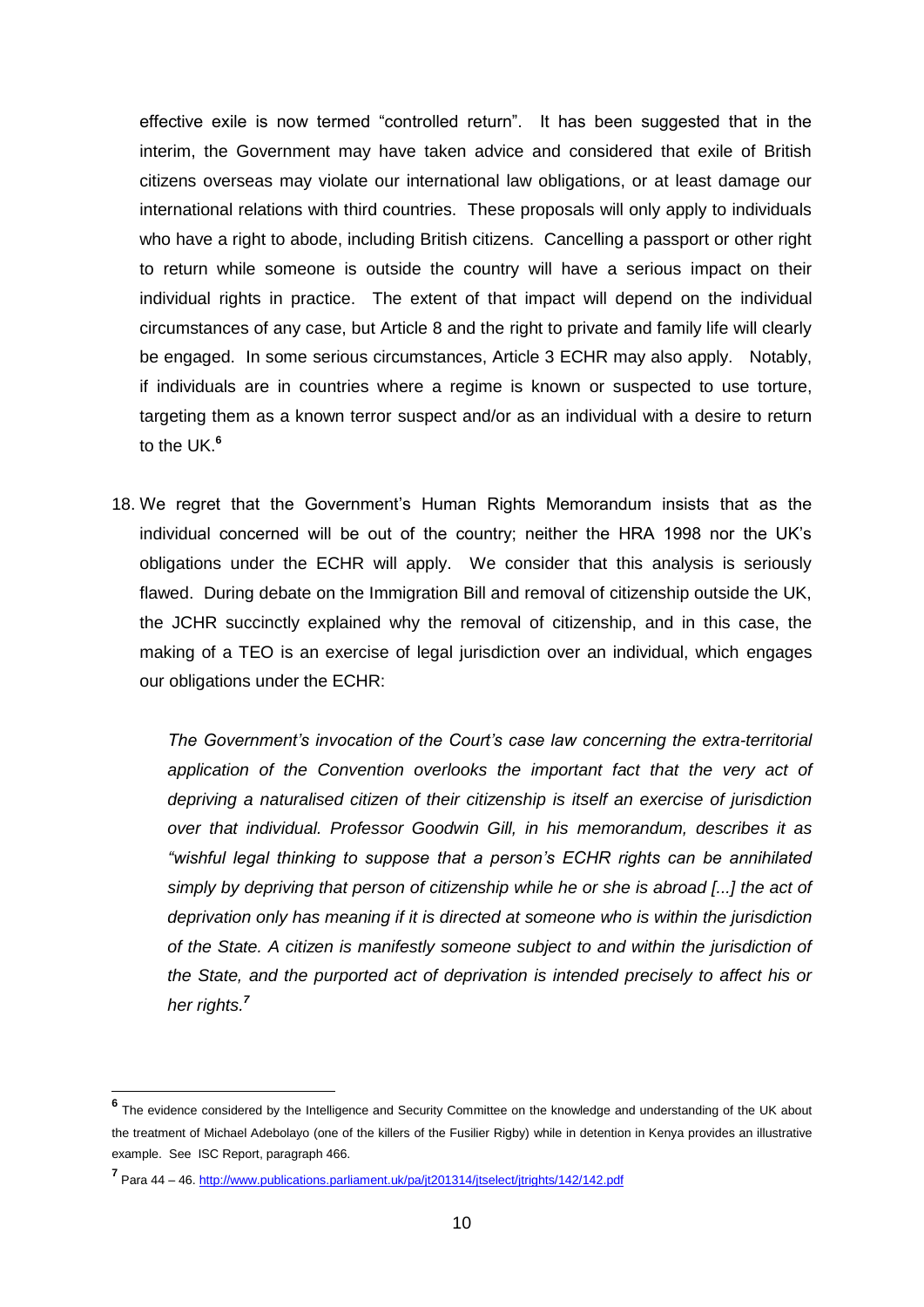effective exile is now termed "controlled return". It has been suggested that in the interim, the Government may have taken advice and considered that exile of British citizens overseas may violate our international law obligations, or at least damage our international relations with third countries. These proposals will only apply to individuals who have a right to abode, including British citizens. Cancelling a passport or other right to return while someone is outside the country will have a serious impact on their individual rights in practice. The extent of that impact will depend on the individual circumstances of any case, but Article 8 and the right to private and family life will clearly be engaged. In some serious circumstances, Article 3 ECHR may also apply. Notably, if individuals are in countries where a regime is known or suspected to use torture, targeting them as a known terror suspect and/or as an individual with a desire to return to the UK.[6]

18. We regret that the Government's Human Rights Memorandum insists that as the individual concerned will be out of the country; neither the HRA 1998 nor the UK's obligations under the ECHR will apply. We consider that this analysis is seriously flawed. During debate on the Immigration Bill and removal of citizenship outside the UK, the JCHR succinctly explained why the removal of citizenship, and in this case, the making of a TEO is an exercise of legal jurisdiction over an individual, which engages our obligations under the ECHR:

> *The Government's invocation of the Court's case law concerning the extra-territorial application of the Convention overlooks the important fact that the very act of depriving a naturalised citizen of their citizenship is itself an exercise of jurisdiction over that individual. Professor Goodwin Gill, in his memorandum, describes it as "wishful legal thinking to suppose that a person's ECHR rights can be annihilated simply by depriving that person of citizenship while he or she is abroad [...] the act of deprivation only has meaning if it is directed at someone who is within the jurisdiction of the State. A citizen is manifestly someone subject to and within the jurisdiction of the State, and the purported act of deprivation is intended precisely to affect his or her rights.*[7]

---

[6] The evidence considered by the Intelligence and Security Committee on the knowledge and understanding of the UK about the treatment of Michael Adebolayo (one of the killers of the Fusilier Rigby) while in detention in Kenya provides an illustrative example. See ISC Report, paragraph 466.

[7] Para 44 – 46. http://www.publications.parliament.uk/pa/jt201314/jtselect/jtrights/142/142.pdf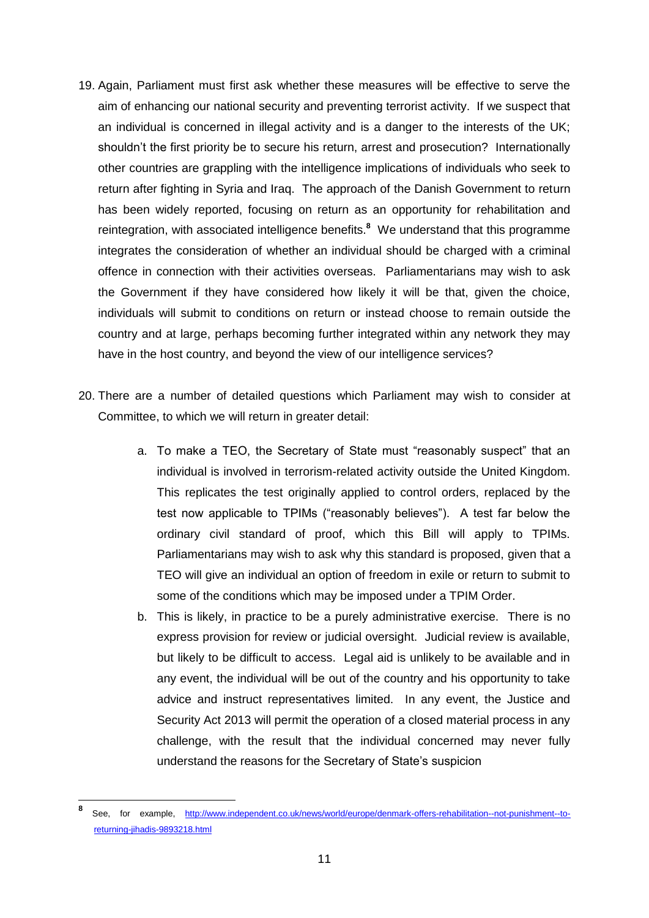19. Again, Parliament must first ask whether these measures will be effective to serve the aim of enhancing our national security and preventing terrorist activity. If we suspect that an individual is concerned in illegal activity and is a danger to the interests of the UK; shouldn't the first priority be to secure his return, arrest and prosecution? Internationally other countries are grappling with the intelligence implications of individuals who seek to return after fighting in Syria and Iraq. The approach of the Danish Government to return has been widely reported, focusing on return as an opportunity for rehabilitation and reintegration, with associated intelligence benefits.[8] We understand that this programme integrates the consideration of whether an individual should be charged with a criminal offence in connection with their activities overseas. Parliamentarians may wish to ask the Government if they have considered how likely it will be that, given the choice, individuals will submit to conditions on return or instead choose to remain outside the country and at large, perhaps becoming further integrated within any network they may have in the host country, and beyond the view of our intelligence services?

20. There are a number of detailed questions which Parliament may wish to consider at Committee, to which we will return in greater detail:

    a. To make a TEO, the Secretary of State must "reasonably suspect" that an individual is involved in terrorism-related activity outside the United Kingdom. This replicates the test originally applied to control orders, replaced by the test now applicable to TPIMs ("reasonably believes"). A test far below the ordinary civil standard of proof, which this Bill will apply to TPIMs. Parliamentarians may wish to ask why this standard is proposed, given that a TEO will give an individual an option of freedom in exile or return to submit to some of the conditions which may be imposed under a TPIM Order.

    b. This is likely, in practice to be a purely administrative exercise. There is no express provision for review or judicial oversight. Judicial review is available, but likely to be difficult to access. Legal aid is unlikely to be available and in any event, the individual will be out of the country and his opportunity to take advice and instruct representatives limited. In any event, the Justice and Security Act 2013 will permit the operation of a closed material process in any challenge, with the result that the individual concerned may never fully understand the reasons for the Secretary of State's suspicion

---

[8] See, for example, http://www.independent.co.uk/news/world/europe/denmark-offers-rehabilitation--not-punishment--to-returning-jihadis-9893218.html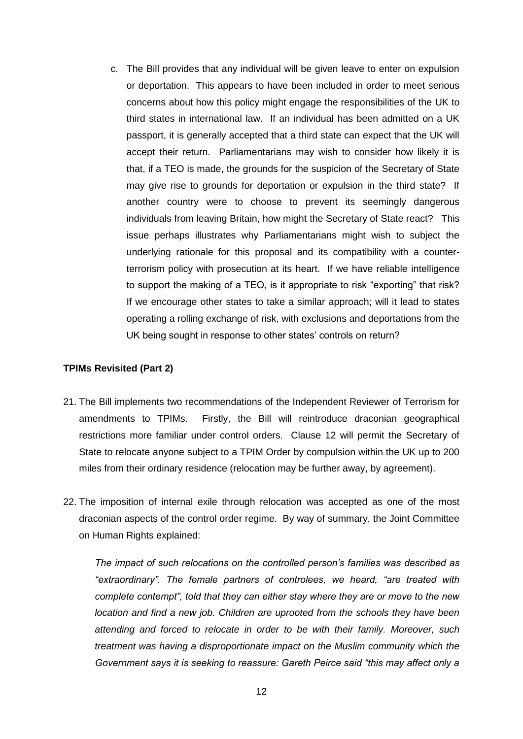c. The Bill provides that any individual will be given leave to enter on expulsion or deportation. This appears to have been included in order to meet serious concerns about how this policy might engage the responsibilities of the UK to third states in international law. If an individual has been admitted on a UK passport, it is generally accepted that a third state can expect that the UK will accept their return. Parliamentarians may wish to consider how likely it is that, if a TEO is made, the grounds for the suspicion of the Secretary of State may give rise to grounds for deportation or expulsion in the third state? If another country were to choose to prevent its seemingly dangerous individuals from leaving Britain, how might the Secretary of State react? This issue perhaps illustrates why Parliamentarians might wish to subject the underlying rationale for this proposal and its compatibility with a counter-terrorism policy with prosecution at its heart. If we have reliable intelligence to support the making of a TEO, is it appropriate to risk "exporting" that risk? If we encourage other states to take a similar approach; will it lead to states operating a rolling exchange of risk, with exclusions and deportations from the UK being sought in response to other states' controls on return?

**TPIMs Revisited (Part 2)**

21. The Bill implements two recommendations of the Independent Reviewer of Terrorism for amendments to TPIMs. Firstly, the Bill will reintroduce draconian geographical restrictions more familiar under control orders. Clause 12 will permit the Secretary of State to relocate anyone subject to a TPIM Order by compulsion within the UK up to 200 miles from their ordinary residence (relocation may be further away, by agreement).

22. The imposition of internal exile through relocation was accepted as one of the most draconian aspects of the control order regime. By way of summary, the Joint Committee on Human Rights explained:

*The impact of such relocations on the controlled person's families was described as "extraordinary". The female partners of controlees, we heard, "are treated with complete contempt", told that they can either stay where they are or move to the new location and find a new job. Children are uprooted from the schools they have been attending and forced to relocate in order to be with their family. Moreover, such treatment was having a disproportionate impact on the Muslim community which the Government says it is seeking to reassure: Gareth Peirce said "this may affect only a*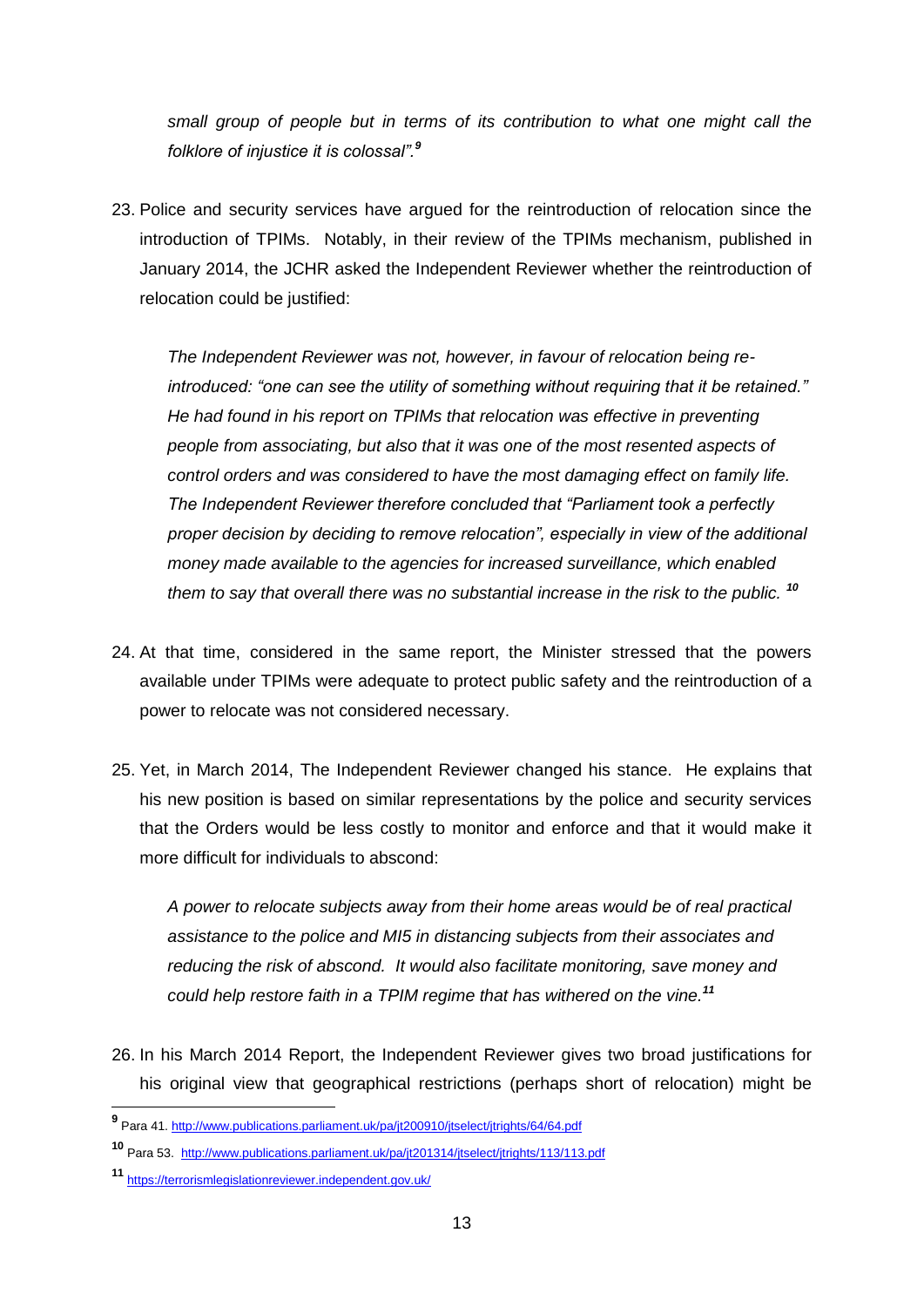*small group of people but in terms of its contribution to what one might call the folklore of injustice it is colossal".*[9]

23. Police and security services have argued for the reintroduction of relocation since the introduction of TPIMs. Notably, in their review of the TPIMs mechanism, published in January 2014, the JCHR asked the Independent Reviewer whether the reintroduction of relocation could be justified:

    *The Independent Reviewer was not, however, in favour of relocation being re-introduced: "one can see the utility of something without requiring that it be retained." He had found in his report on TPIMs that relocation was effective in preventing people from associating, but also that it was one of the most resented aspects of control orders and was considered to have the most damaging effect on family life. The Independent Reviewer therefore concluded that "Parliament took a perfectly proper decision by deciding to remove relocation", especially in view of the additional money made available to the agencies for increased surveillance, which enabled them to say that overall there was no substantial increase in the risk to the public.* [10]

24. At that time, considered in the same report, the Minister stressed that the powers available under TPIMs were adequate to protect public safety and the reintroduction of a power to relocate was not considered necessary.

25. Yet, in March 2014, The Independent Reviewer changed his stance. He explains that his new position is based on similar representations by the police and security services that the Orders would be less costly to monitor and enforce and that it would make it more difficult for individuals to abscond:

    *A power to relocate subjects away from their home areas would be of real practical assistance to the police and MI5 in distancing subjects from their associates and reducing the risk of abscond. It would also facilitate monitoring, save money and could help restore faith in a TPIM regime that has withered on the vine.*[11]

26. In his March 2014 Report, the Independent Reviewer gives two broad justifications for his original view that geographical restrictions (perhaps short of relocation) might be

---

[9] Para 41. http://www.publications.parliament.uk/pa/jt200910/jtselect/jtrights/64/64.pdf

[10] Para 53. http://www.publications.parliament.uk/pa/jt201314/jtselect/jtrights/113/113.pdf

[11] https://terrorismlegislationreviewer.independent.gov.uk/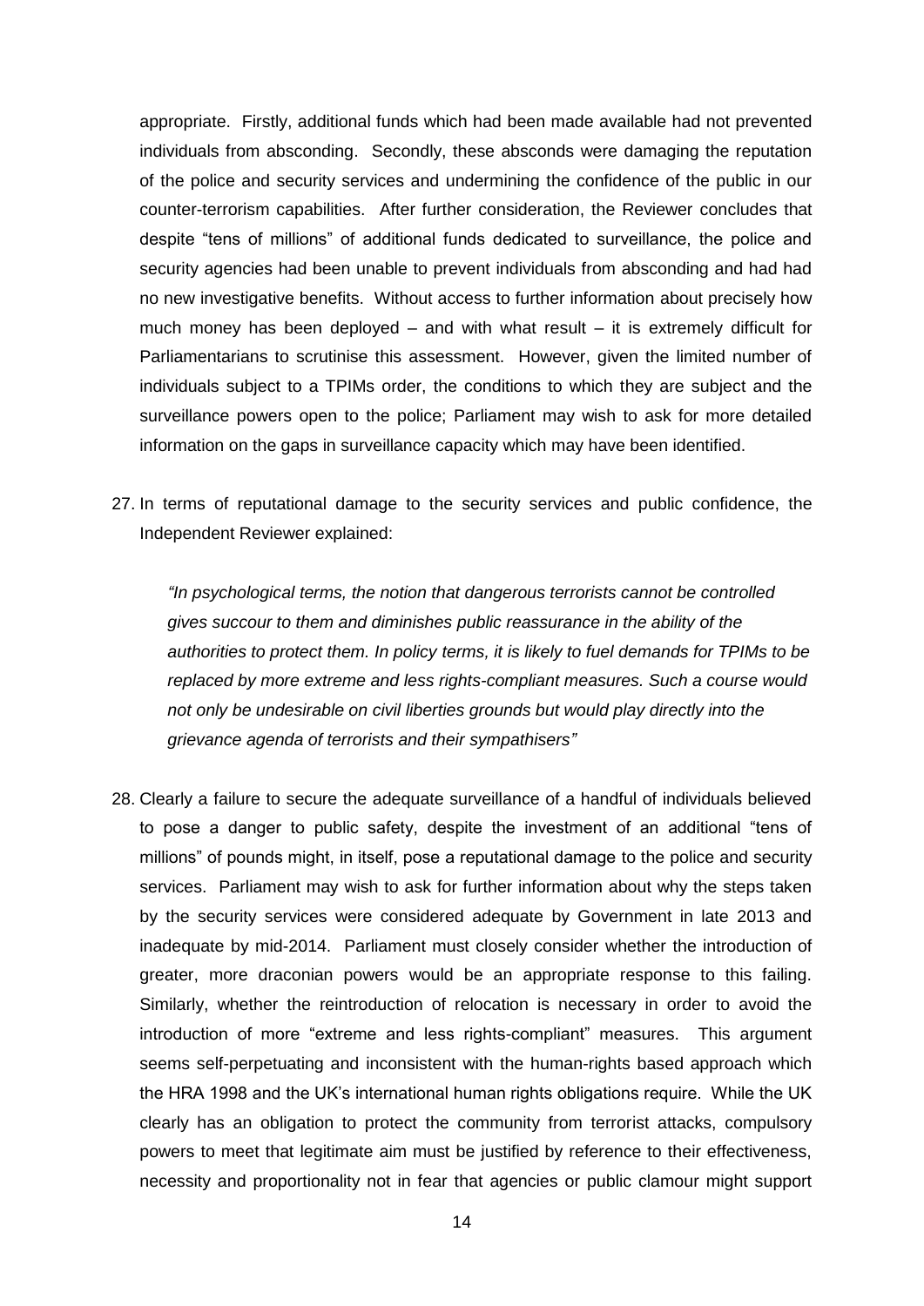appropriate. Firstly, additional funds which had been made available had not prevented individuals from absconding. Secondly, these absconds were damaging the reputation of the police and security services and undermining the confidence of the public in our counter-terrorism capabilities. After further consideration, the Reviewer concludes that despite "tens of millions" of additional funds dedicated to surveillance, the police and security agencies had been unable to prevent individuals from absconding and had had no new investigative benefits. Without access to further information about precisely how much money has been deployed – and with what result – it is extremely difficult for Parliamentarians to scrutinise this assessment. However, given the limited number of individuals subject to a TPIMs order, the conditions to which they are subject and the surveillance powers open to the police; Parliament may wish to ask for more detailed information on the gaps in surveillance capacity which may have been identified.

27. In terms of reputational damage to the security services and public confidence, the Independent Reviewer explained:

> *"In psychological terms, the notion that dangerous terrorists cannot be controlled gives succour to them and diminishes public reassurance in the ability of the authorities to protect them. In policy terms, it is likely to fuel demands for TPIMs to be replaced by more extreme and less rights-compliant measures. Such a course would not only be undesirable on civil liberties grounds but would play directly into the grievance agenda of terrorists and their sympathisers"*

28. Clearly a failure to secure the adequate surveillance of a handful of individuals believed to pose a danger to public safety, despite the investment of an additional "tens of millions" of pounds might, in itself, pose a reputational damage to the police and security services. Parliament may wish to ask for further information about why the steps taken by the security services were considered adequate by Government in late 2013 and inadequate by mid-2014. Parliament must closely consider whether the introduction of greater, more draconian powers would be an appropriate response to this failing. Similarly, whether the reintroduction of relocation is necessary in order to avoid the introduction of more "extreme and less rights-compliant" measures. This argument seems self-perpetuating and inconsistent with the human-rights based approach which the HRA 1998 and the UK's international human rights obligations require. While the UK clearly has an obligation to protect the community from terrorist attacks, compulsory powers to meet that legitimate aim must be justified by reference to their effectiveness, necessity and proportionality not in fear that agencies or public clamour might support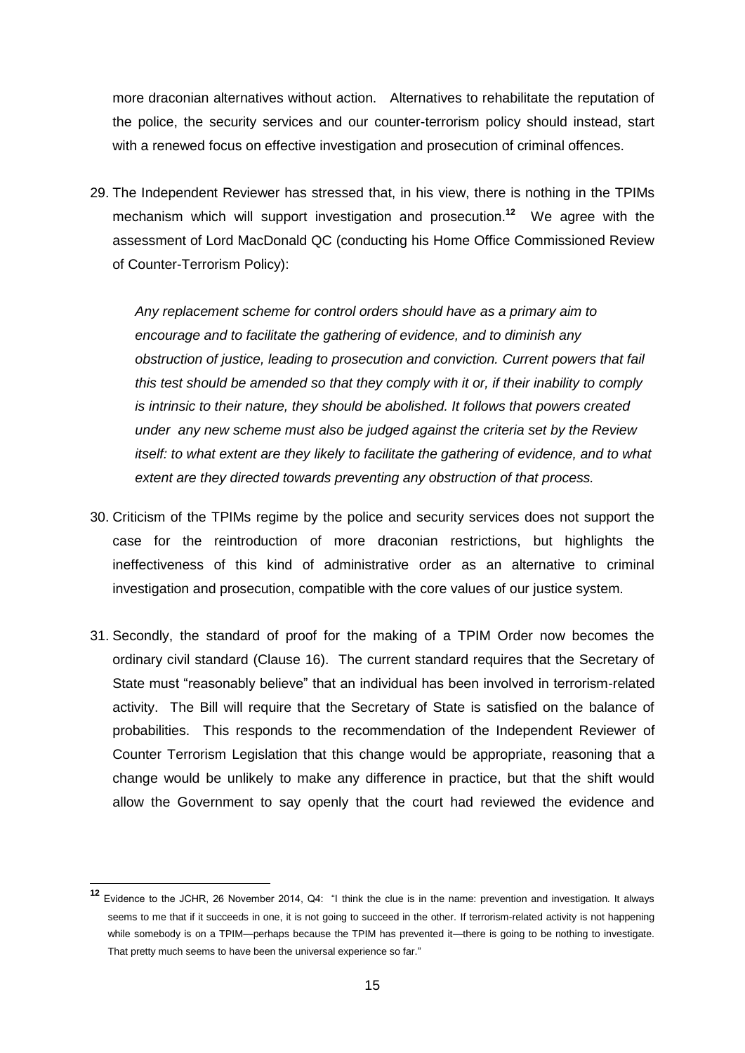more draconian alternatives without action. Alternatives to rehabilitate the reputation of the police, the security services and our counter-terrorism policy should instead, start with a renewed focus on effective investigation and prosecution of criminal offences.

29. The Independent Reviewer has stressed that, in his view, there is nothing in the TPIMs mechanism which will support investigation and prosecution.[12] We agree with the assessment of Lord MacDonald QC (conducting his Home Office Commissioned Review of Counter-Terrorism Policy):

> *Any replacement scheme for control orders should have as a primary aim to encourage and to facilitate the gathering of evidence, and to diminish any obstruction of justice, leading to prosecution and conviction. Current powers that fail this test should be amended so that they comply with it or, if their inability to comply is intrinsic to their nature, they should be abolished. It follows that powers created under any new scheme must also be judged against the criteria set by the Review itself: to what extent are they likely to facilitate the gathering of evidence, and to what extent are they directed towards preventing any obstruction of that process.*

30. Criticism of the TPIMs regime by the police and security services does not support the case for the reintroduction of more draconian restrictions, but highlights the ineffectiveness of this kind of administrative order as an alternative to criminal investigation and prosecution, compatible with the core values of our justice system.

31. Secondly, the standard of proof for the making of a TPIM Order now becomes the ordinary civil standard (Clause 16). The current standard requires that the Secretary of State must "reasonably believe" that an individual has been involved in terrorism-related activity. The Bill will require that the Secretary of State is satisfied on the balance of probabilities. This responds to the recommendation of the Independent Reviewer of Counter Terrorism Legislation that this change would be appropriate, reasoning that a change would be unlikely to make any difference in practice, but that the shift would allow the Government to say openly that the court had reviewed the evidence and

---

[12] Evidence to the JCHR, 26 November 2014, Q4: "I think the clue is in the name: prevention and investigation. It always seems to me that if it succeeds in one, it is not going to succeed in the other. If terrorism-related activity is not happening while somebody is on a TPIM—perhaps because the TPIM has prevented it—there is going to be nothing to investigate. That pretty much seems to have been the universal experience so far."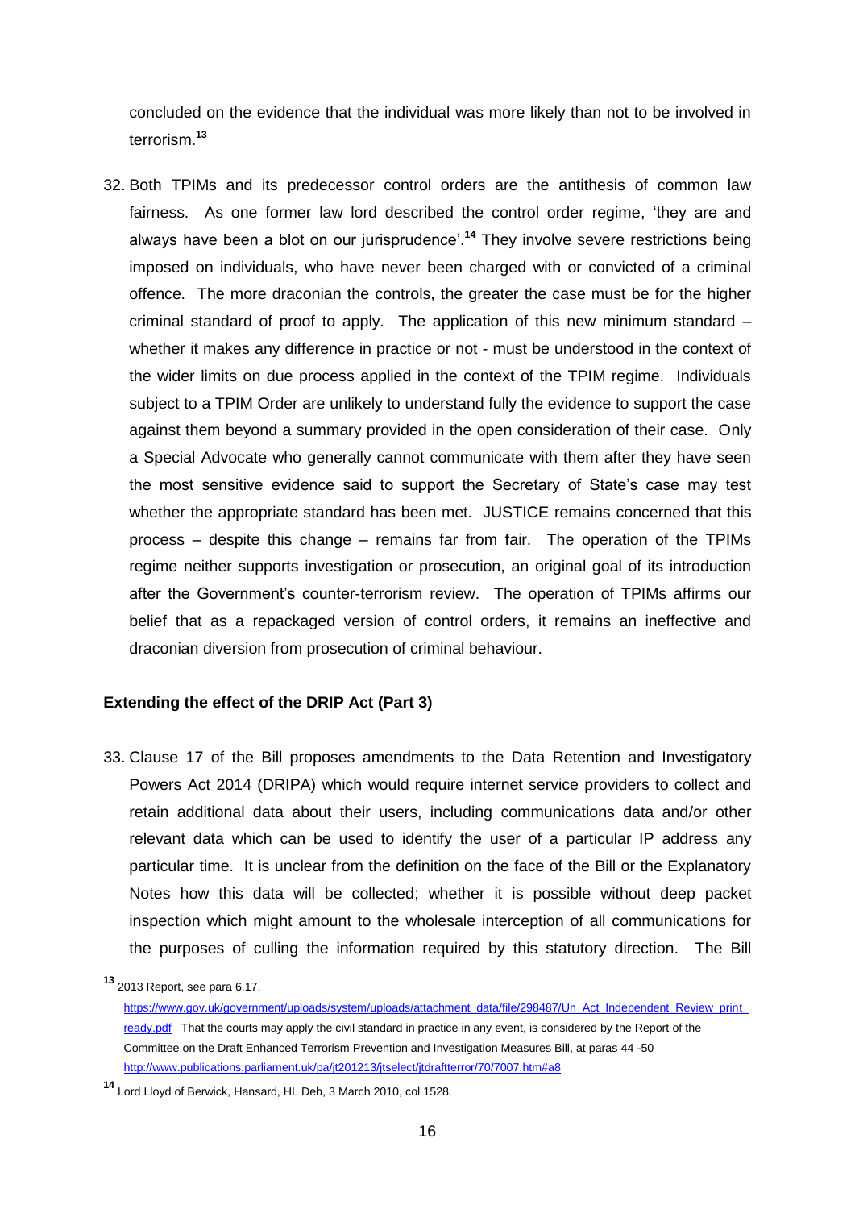concluded on the evidence that the individual was more likely than not to be involved in terrorism.[13]

32. Both TPIMs and its predecessor control orders are the antithesis of common law fairness. As one former law lord described the control order regime, 'they are and always have been a blot on our jurisprudence'.[14] They involve severe restrictions being imposed on individuals, who have never been charged with or convicted of a criminal offence. The more draconian the controls, the greater the case must be for the higher criminal standard of proof to apply. The application of this new minimum standard – whether it makes any difference in practice or not - must be understood in the context of the wider limits on due process applied in the context of the TPIM regime. Individuals subject to a TPIM Order are unlikely to understand fully the evidence to support the case against them beyond a summary provided in the open consideration of their case. Only a Special Advocate who generally cannot communicate with them after they have seen the most sensitive evidence said to support the Secretary of State's case may test whether the appropriate standard has been met. JUSTICE remains concerned that this process – despite this change – remains far from fair. The operation of the TPIMs regime neither supports investigation or prosecution, an original goal of its introduction after the Government's counter-terrorism review. The operation of TPIMs affirms our belief that as a repackaged version of control orders, it remains an ineffective and draconian diversion from prosecution of criminal behaviour.

**Extending the effect of the DRIP Act (Part 3)**

33. Clause 17 of the Bill proposes amendments to the Data Retention and Investigatory Powers Act 2014 (DRIPA) which would require internet service providers to collect and retain additional data about their users, including communications data and/or other relevant data which can be used to identify the user of a particular IP address any particular time. It is unclear from the definition on the face of the Bill or the Explanatory Notes how this data will be collected; whether it is possible without deep packet inspection which might amount to the wholesale interception of all communications for the purposes of culling the information required by this statutory direction. The Bill

---

[13] 2013 Report, see para 6.17. https://www.gov.uk/government/uploads/system/uploads/attachment_data/file/298487/Un_Act_Independent_Review_print_ready.pdf That the courts may apply the civil standard in practice in any event, is considered by the Report of the Committee on the Draft Enhanced Terrorism Prevention and Investigation Measures Bill, at paras 44 -50 http://www.publications.parliament.uk/pa/jt201213/jtselect/jtdraftterror/70/7007.htm#a8

[14] Lord Lloyd of Berwick, Hansard, HL Deb, 3 March 2010, col 1528.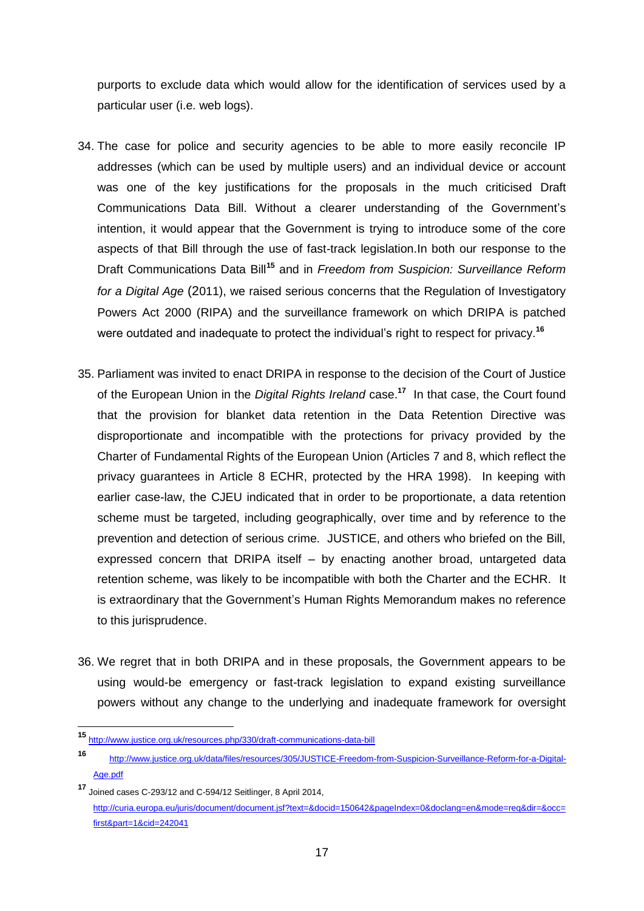purports to exclude data which would allow for the identification of services used by a particular user (i.e. web logs).

34. The case for police and security agencies to be able to more easily reconcile IP addresses (which can be used by multiple users) and an individual device or account was one of the key justifications for the proposals in the much criticised Draft Communications Data Bill. Without a clearer understanding of the Government's intention, it would appear that the Government is trying to introduce some of the core aspects of that Bill through the use of fast-track legislation.In both our response to the Draft Communications Data Bill[15] and in *Freedom from Suspicion: Surveillance Reform for a Digital Age* (2011), we raised serious concerns that the Regulation of Investigatory Powers Act 2000 (RIPA) and the surveillance framework on which DRIPA is patched were outdated and inadequate to protect the individual's right to respect for privacy.[16]

35. Parliament was invited to enact DRIPA in response to the decision of the Court of Justice of the European Union in the *Digital Rights Ireland* case.[17] In that case, the Court found that the provision for blanket data retention in the Data Retention Directive was disproportionate and incompatible with the protections for privacy provided by the Charter of Fundamental Rights of the European Union (Articles 7 and 8, which reflect the privacy guarantees in Article 8 ECHR, protected by the HRA 1998). In keeping with earlier case-law, the CJEU indicated that in order to be proportionate, a data retention scheme must be targeted, including geographically, over time and by reference to the prevention and detection of serious crime. JUSTICE, and others who briefed on the Bill, expressed concern that DRIPA itself – by enacting another broad, untargeted data retention scheme, was likely to be incompatible with both the Charter and the ECHR. It is extraordinary that the Government's Human Rights Memorandum makes no reference to this jurisprudence.

36. We regret that in both DRIPA and in these proposals, the Government appears to be using would-be emergency or fast-track legislation to expand existing surveillance powers without any change to the underlying and inadequate framework for oversight

---

[15] http://www.justice.org.uk/resources.php/330/draft-communications-data-bill

[16] http://www.justice.org.uk/data/files/resources/305/JUSTICE-Freedom-from-Suspicion-Surveillance-Reform-for-a-Digital-Age.pdf

[17] Joined cases C-293/12 and C-594/12 Seitlinger, 8 April 2014, http://curia.europa.eu/juris/document/document.jsf?text=&docid=150642&pageIndex=0&doclang=en&mode=req&dir=&occ=first&part=1&cid=242041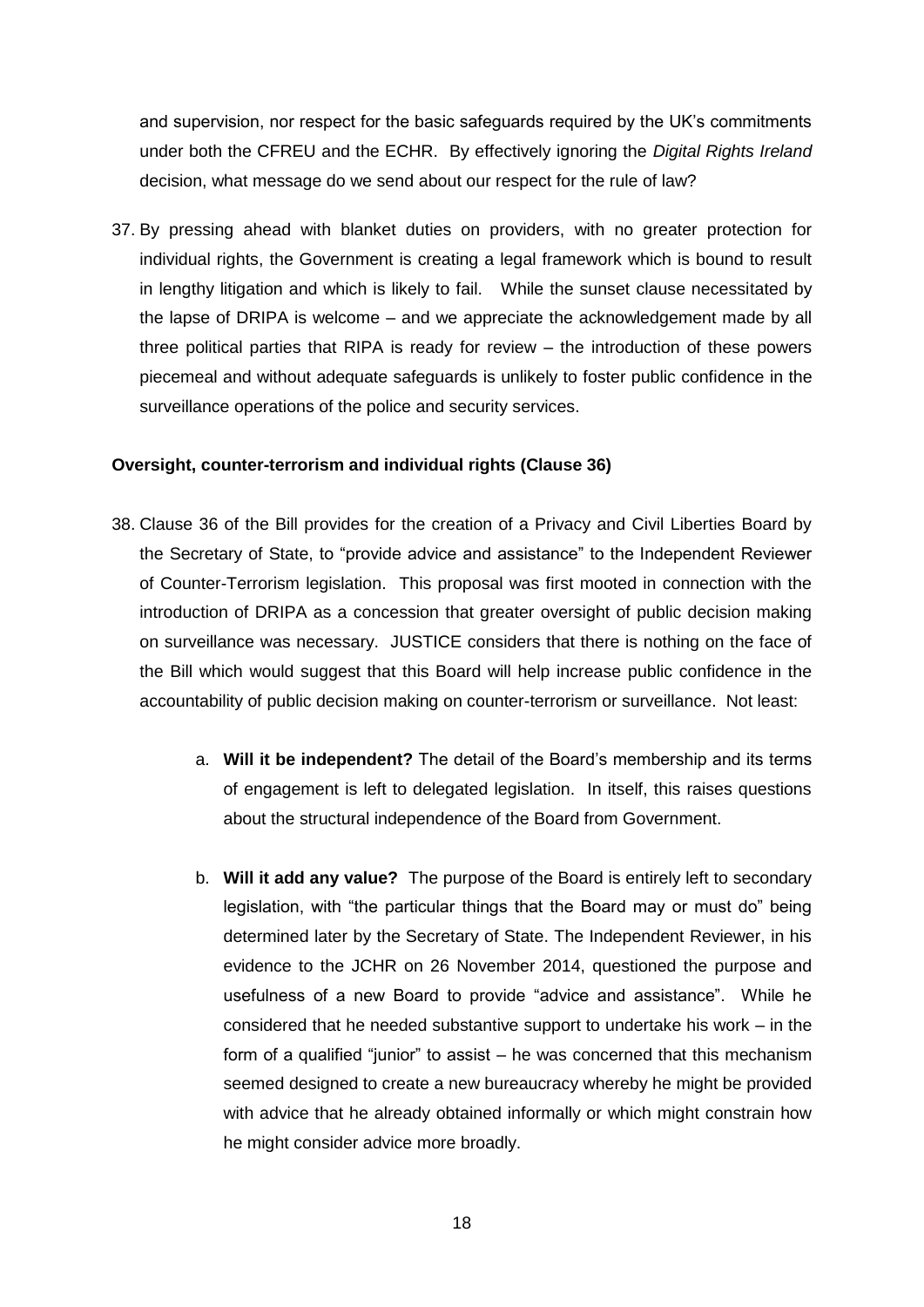and supervision, nor respect for the basic safeguards required by the UK's commitments under both the CFREU and the ECHR. By effectively ignoring the *Digital Rights Ireland* decision, what message do we send about our respect for the rule of law?

37. By pressing ahead with blanket duties on providers, with no greater protection for individual rights, the Government is creating a legal framework which is bound to result in lengthy litigation and which is likely to fail. While the sunset clause necessitated by the lapse of DRIPA is welcome – and we appreciate the acknowledgement made by all three political parties that RIPA is ready for review – the introduction of these powers piecemeal and without adequate safeguards is unlikely to foster public confidence in the surveillance operations of the police and security services.

**Oversight, counter-terrorism and individual rights (Clause 36)**

38. Clause 36 of the Bill provides for the creation of a Privacy and Civil Liberties Board by the Secretary of State, to "provide advice and assistance" to the Independent Reviewer of Counter-Terrorism legislation. This proposal was first mooted in connection with the introduction of DRIPA as a concession that greater oversight of public decision making on surveillance was necessary. JUSTICE considers that there is nothing on the face of the Bill which would suggest that this Board will help increase public confidence in the accountability of public decision making on counter-terrorism or surveillance. Not least:

    a. **Will it be independent?** The detail of the Board's membership and its terms of engagement is left to delegated legislation. In itself, this raises questions about the structural independence of the Board from Government.

    b. **Will it add any value?** The purpose of the Board is entirely left to secondary legislation, with "the particular things that the Board may or must do" being determined later by the Secretary of State. The Independent Reviewer, in his evidence to the JCHR on 26 November 2014, questioned the purpose and usefulness of a new Board to provide "advice and assistance". While he considered that he needed substantive support to undertake his work – in the form of a qualified "junior" to assist – he was concerned that this mechanism seemed designed to create a new bureaucracy whereby he might be provided with advice that he already obtained informally or which might constrain how he might consider advice more broadly.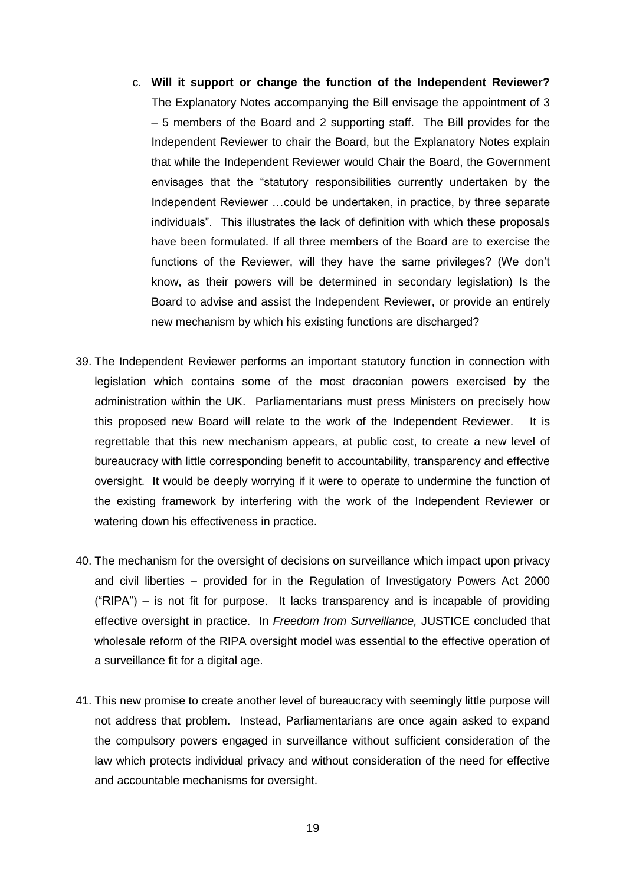c. **Will it support or change the function of the Independent Reviewer?** The Explanatory Notes accompanying the Bill envisage the appointment of 3 – 5 members of the Board and 2 supporting staff. The Bill provides for the Independent Reviewer to chair the Board, but the Explanatory Notes explain that while the Independent Reviewer would Chair the Board, the Government envisages that the "statutory responsibilities currently undertaken by the Independent Reviewer …could be undertaken, in practice, by three separate individuals". This illustrates the lack of definition with which these proposals have been formulated. If all three members of the Board are to exercise the functions of the Reviewer, will they have the same privileges? (We don't know, as their powers will be determined in secondary legislation) Is the Board to advise and assist the Independent Reviewer, or provide an entirely new mechanism by which his existing functions are discharged?

39. The Independent Reviewer performs an important statutory function in connection with legislation which contains some of the most draconian powers exercised by the administration within the UK. Parliamentarians must press Ministers on precisely how this proposed new Board will relate to the work of the Independent Reviewer. It is regrettable that this new mechanism appears, at public cost, to create a new level of bureaucracy with little corresponding benefit to accountability, transparency and effective oversight. It would be deeply worrying if it were to operate to undermine the function of the existing framework by interfering with the work of the Independent Reviewer or watering down his effectiveness in practice.

40. The mechanism for the oversight of decisions on surveillance which impact upon privacy and civil liberties – provided for in the Regulation of Investigatory Powers Act 2000 ("RIPA") – is not fit for purpose. It lacks transparency and is incapable of providing effective oversight in practice. In *Freedom from Surveillance,* JUSTICE concluded that wholesale reform of the RIPA oversight model was essential to the effective operation of a surveillance fit for a digital age.

41. This new promise to create another level of bureaucracy with seemingly little purpose will not address that problem. Instead, Parliamentarians are once again asked to expand the compulsory powers engaged in surveillance without sufficient consideration of the law which protects individual privacy and without consideration of the need for effective and accountable mechanisms for oversight.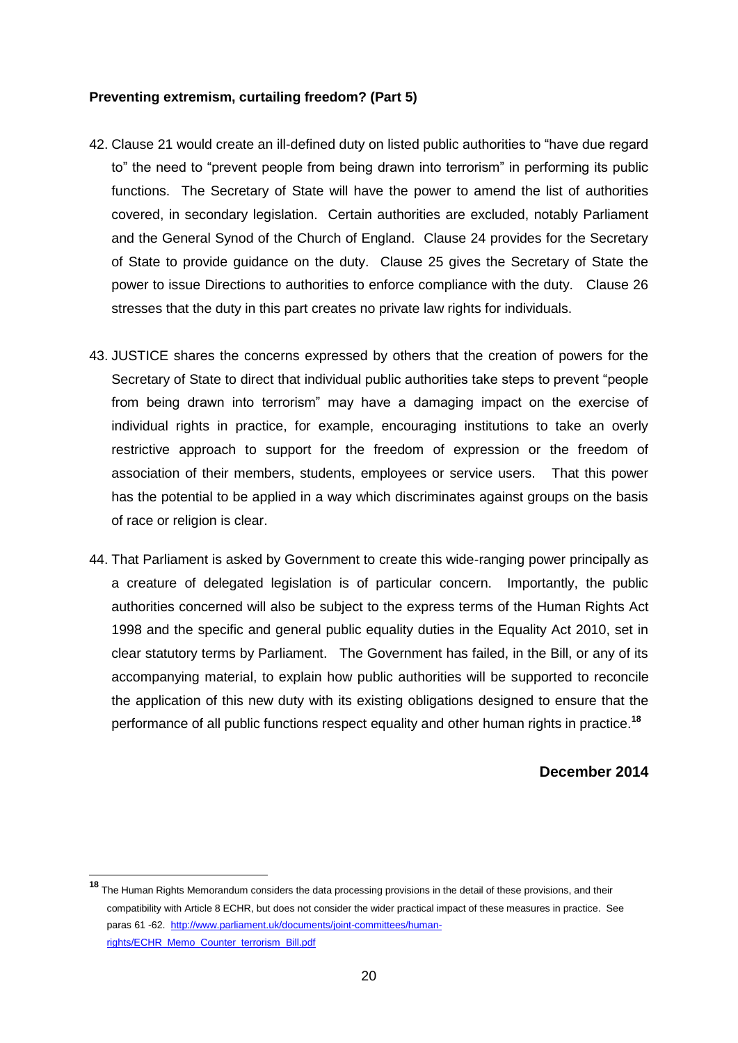**Preventing extremism, curtailing freedom? (Part 5)**

42. Clause 21 would create an ill-defined duty on listed public authorities to "have due regard to" the need to "prevent people from being drawn into terrorism" in performing its public functions. The Secretary of State will have the power to amend the list of authorities covered, in secondary legislation. Certain authorities are excluded, notably Parliament and the General Synod of the Church of England. Clause 24 provides for the Secretary of State to provide guidance on the duty. Clause 25 gives the Secretary of State the power to issue Directions to authorities to enforce compliance with the duty. Clause 26 stresses that the duty in this part creates no private law rights for individuals.

43. JUSTICE shares the concerns expressed by others that the creation of powers for the Secretary of State to direct that individual public authorities take steps to prevent "people from being drawn into terrorism" may have a damaging impact on the exercise of individual rights in practice, for example, encouraging institutions to take an overly restrictive approach to support for the freedom of expression or the freedom of association of their members, students, employees or service users. That this power has the potential to be applied in a way which discriminates against groups on the basis of race or religion is clear.

44. That Parliament is asked by Government to create this wide-ranging power principally as a creature of delegated legislation is of particular concern. Importantly, the public authorities concerned will also be subject to the express terms of the Human Rights Act 1998 and the specific and general public equality duties in the Equality Act 2010, set in clear statutory terms by Parliament. The Government has failed, in the Bill, or any of its accompanying material, to explain how public authorities will be supported to reconcile the application of this new duty with its existing obligations designed to ensure that the performance of all public functions respect equality and other human rights in practice.[18]

**December 2014**

---

[18] The Human Rights Memorandum considers the data processing provisions in the detail of these provisions, and their compatibility with Article 8 ECHR, but does not consider the wider practical impact of these measures in practice. See paras 61 -62. [http://www.parliament.uk/documents/joint-committees/human-rights/ECHR_Memo_Counter_terrorism_Bill.pdf](http://www.parliament.uk/documents/joint-committees/human-rights/ECHR_Memo_Counter_terrorism_Bill.pdf)